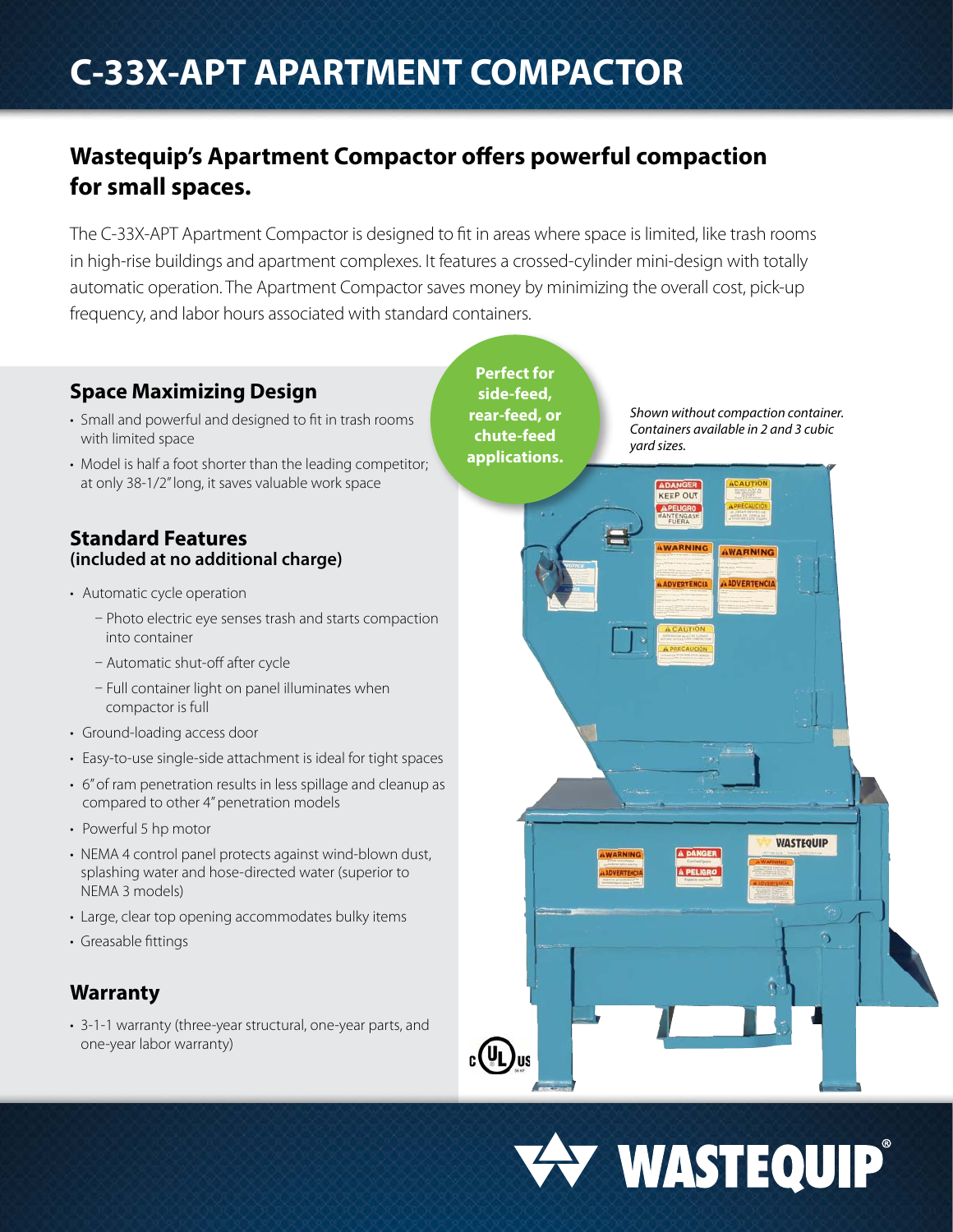# C-33X-APT APARTMENT COMPACTOR

## Wastequip's Apartment Compactor offers powerful compaction for small spaces.

The C-33X-APT Apartment Compactor is designed to fit in areas where space is limited, like trash rooms in high-rise buildings and apartment complexes. It features a crossed-cylinder mini-design with totally automatic operation. The Apartment Compactor saves money by minimizing the overall cost, pick-up frequency, and labor hours associated with standard containers.

**Perfect for side-feed, rear-feed, or chute-feed applications.**

*Shown without compaction container. Containers available in 2 and 3 cubic yard sizes.*

### Space Maximizing Design

- Small and powerful and designed to fit in trash rooms with limited space
- Model is half a foot shorter than the leading competitor; at only 38-1/2" long, it saves valuable work space

### Standard Features
**(included at no additional charge)**

- Automatic cycle operation
  - Photo electric eye senses trash and starts compaction into container
  - Automatic shut-off after cycle
  - Full container light on panel illuminates when compactor is full
- Ground-loading access door
- Easy-to-use single-side attachment is ideal for tight spaces
- 6" of ram penetration results in less spillage and cleanup as compared to other 4" penetration models
- Powerful 5 hp motor
- NEMA 4 control panel protects against wind-blown dust, splashing water and hose-directed water (superior to NEMA 3 models)
- Large, clear top opening accommodates bulky items
- Greasable fittings

### Warranty

- 3-1-1 warranty (three-year structural, one-year parts, and one-year labor warranty)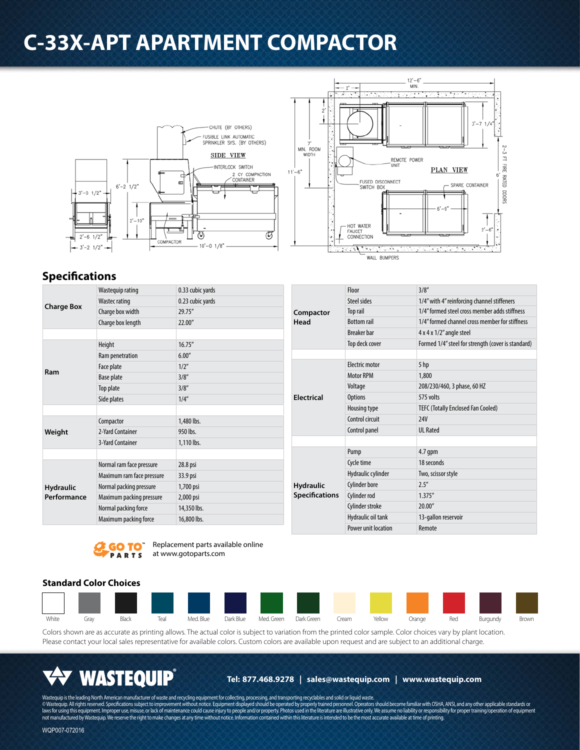# C-33X-APT APARTMENT COMPACTOR

CHUTE (BY OTHERS)
FUSIBLE LINK AUTOMATIC SPRINKLER SYS. (BY OTHERS)
SIDE VIEW
INTERLOCK SWITCH
2 CY COMPACTION CONTAINER
COMPACTOR
3'-0 1/2"
6'-2 1/2"
2'-10"
2'-6 1/2"
3'-2 1/2"
10'-0 1/8"

12'-6" MIN.
2'
2'
7' MIN. ROOM WIDTH
11'-6"
3'-7 1/4"
REMOTE POWER UNIT
PLAN VIEW
6'
2-3 FT FIRE RATED DOORS
FUSED DISCONNECT SWITCH BOX
SPARE CONTAINER
6'-9"
2'-6"
HOT WATER FAUCET CONNECTION
WALL BUMPERS

## Specifications

| | | |
|---|---|---|
| **Charge Box** | Wastequip rating | 0.33 cubic yards |
| | Wastec rating | 0.23 cubic yards |
| | Charge box width | 29.75" |
| | Charge box length | 22.00" |
| | | |
| **Ram** | Height | 16.75" |
| | Ram penetration | 6.00" |
| | Face plate | 1/2" |
| | Base plate | 3/8" |
| | Top plate | 3/8" |
| | Side plates | 1/4" |
| | | |
| **Weight** | Compactor | 1,480 lbs. |
| | 2-Yard Container | 950 lbs. |
| | 3-Yard Container | 1,110 lbs. |
| | | |
| **Hydraulic Performance** | Normal ram face pressure | 28.8 psi |
| | Maximum ram face pressure | 33.9 psi |
| | Normal packing pressure | 1,700 psi |
| | Maximum packing pressure | 2,000 psi |
| | Normal packing force | 14,350 lbs. |
| | Maximum packing force | 16,800 lbs. |

| | | |
|---|---|---|
| **Compactor Head** | Floor | 3/8" |
| | Steel sides | 1/4" with 4" reinforcing channel stiffeners |
| | Top rail | 1/4" formed steel cross member adds stiffness |
| | Bottom rail | 1/4" formed channel cross member for stiffness |
| | Breaker bar | 4 x 4 x 1/2" angle steel |
| | Top deck cover | Formed 1/4" steel for strength (cover is standard) |
| | | |
| **Electrical** | Electric motor | 5 hp |
| | Motor RPM | 1,800 |
| | Voltage | 208/230/460, 3 phase, 60 HZ |
| | Options | 575 volts |
| | Housing type | TEFC (Totally Enclosed Fan Cooled) |
| | Control circuit | 24V |
| | Control panel | UL Rated |
| | | |
| **Hydraulic Specifications** | Pump | 4.7 gpm |
| | Cycle time | 18 seconds |
| | Hydraulic cylinder | Two, scissor style |
| | Cylinder bore | 2.5" |
| | Cylinder rod | 1.375" |
| | Cylinder stroke | 20.00" |
| | Hydraulic oil tank | 13-gallon reservoir |
| | Power unit location | Remote |

GO TO™ PARTS

Replacement parts available online at www.gotoparts.com

### Standard Color Choices

White, Gray, Black, Teal, Med. Blue, Dark Blue, Med. Green, Dark Green, Cream, Yellow, Orange, Red, Burgundy, Brown

Colors shown are as accurate as printing allows. The actual color is subject to variation from the printed color sample. Color choices vary by plant location. Please contact your local sales representative for available colors. Custom colors are available upon request and are subject to an additional charge.

**WASTEQUIP®**

**Tel: 877.468.9278 | sales@wastequip.com | www.wastequip.com**

Wastequip is the leading North American manufacturer of waste and recycling equipment for collecting, processing, and transporting recyclables and solid or liquid waste.
©Wastequip. All rights reserved. Specifications subject to improvement without notice. Equipment displayed should be operated by properly trained personnel. Operators should become familiar with OSHA, ANSI, and any other applicable standards or laws for using this equipment. Improper use, misuse, or lack of maintenance could cause injury to people and/or property. Photos used in the literature are illustrative only. We assume no liability or responsibility for proper training/operation of equipment not manufactured by Wastequip. We reserve the right to make changes at any time without notice. Information contained within this literature is intended to be the most accurate available at time of printing.

WQP007-072016